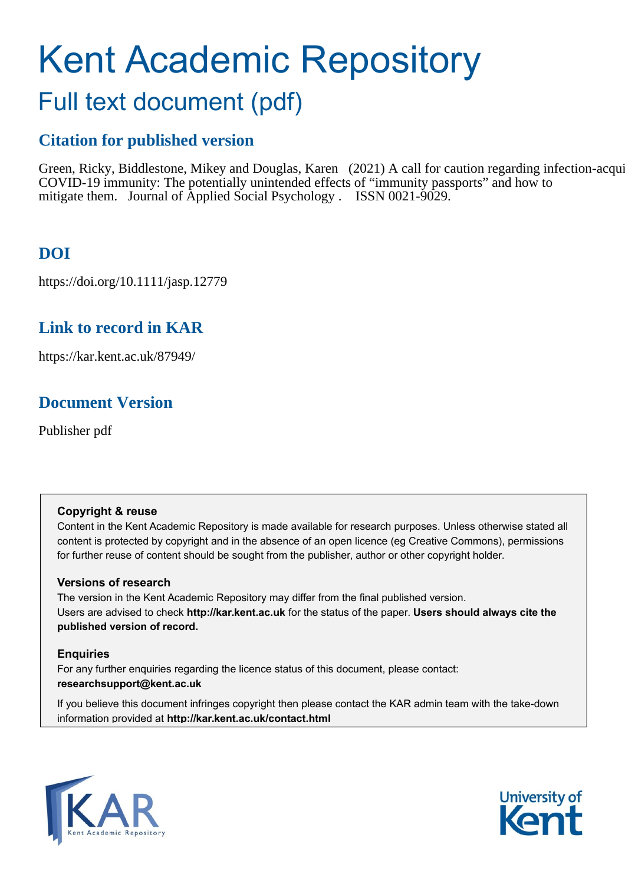# Kent Academic Repository

## Full text document (pdf)

### Citation for published version

Green, Ricky, Biddlestone, Mikey and Douglas, Karen (2021) A call for caution regarding infection-acqui COVID-19 immunity: The potentially unintended effects of "immunity passports" and how to mitigate them. Journal of Applied Social Psychology . ISSN 0021-9029.

### DOI

https://doi.org/10.1111/jasp.12779

### Link to record in KAR

https://kar.kent.ac.uk/87949/

### Document Version

Publisher pdf

**Copyright & reuse**
Content in the Kent Academic Repository is made available for research purposes. Unless otherwise stated all content is protected by copyright and in the absence of an open licence (eg Creative Commons), permissions for further reuse of content should be sought from the publisher, author or other copyright holder.

**Versions of research**
The version in the Kent Academic Repository may differ from the final published version. Users are advised to check **http://kar.kent.ac.uk** for the status of the paper. **Users should always cite the published version of record.**

**Enquiries**
For any further enquiries regarding the licence status of this document, please contact:
**researchsupport@kent.ac.uk**

If you believe this document infringes copyright then please contact the KAR admin team with the take-down information provided at **http://kar.kent.ac.uk/contact.html**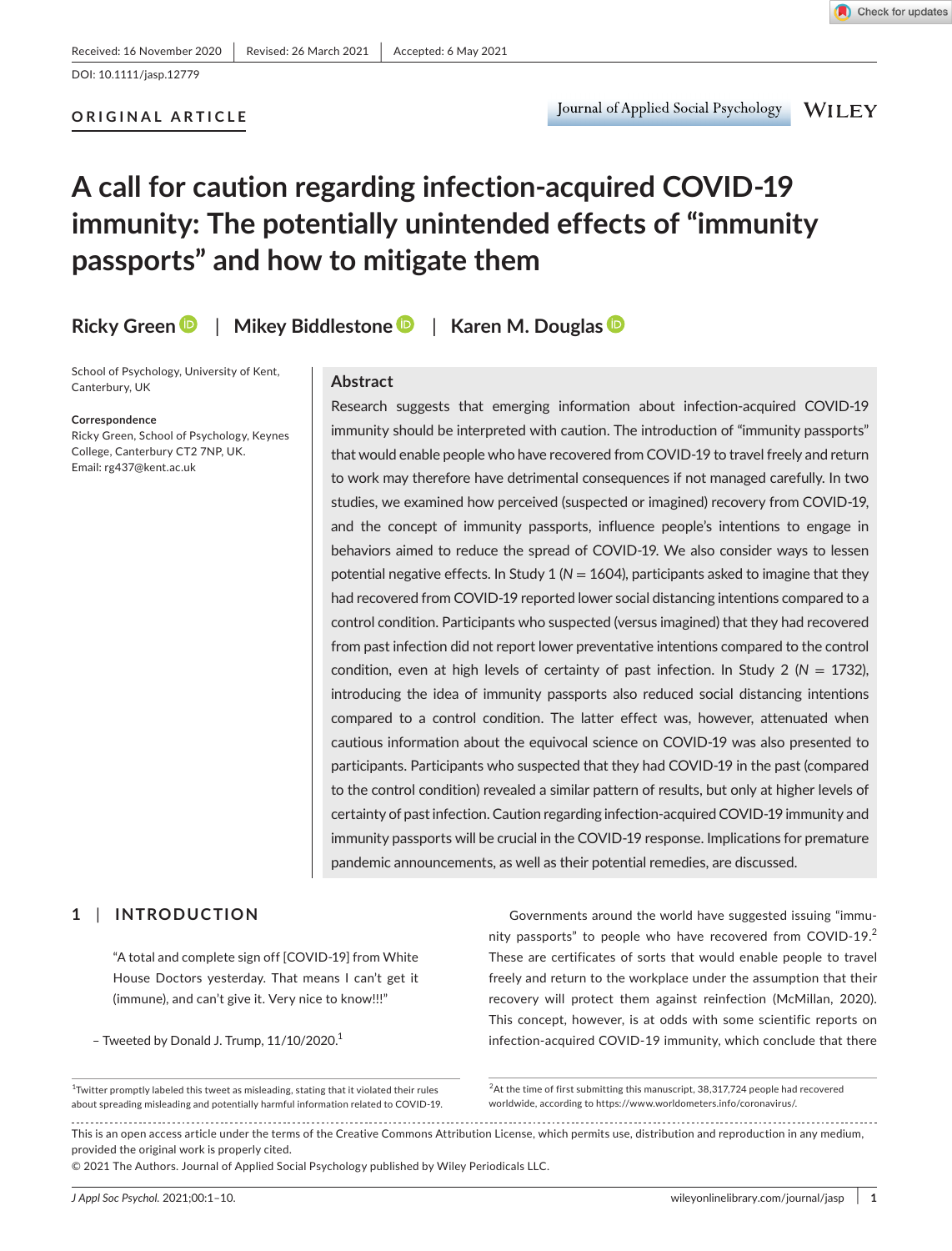Received: 16 November 2020 | Revised: 26 March 2021 | Accepted: 6 May 2021

DOI: 10.1111/jasp.12779

**ORIGINAL ARTICLE**

# A call for caution regarding infection-acquired COVID-19 immunity: The potentially unintended effects of "immunity passports" and how to mitigate them

**Ricky Green** | **Mikey Biddlestone** | **Karen M. Douglas**

School of Psychology, University of Kent, Canterbury, UK

**Correspondence**
Ricky Green, School of Psychology, Keynes College, Canterbury CT2 7NP, UK.
Email: rg437@kent.ac.uk

## Abstract

Research suggests that emerging information about infection-acquired COVID-19 immunity should be interpreted with caution. The introduction of "immunity passports" that would enable people who have recovered from COVID-19 to travel freely and return to work may therefore have detrimental consequences if not managed carefully. In two studies, we examined how perceived (suspected or imagined) recovery from COVID-19, and the concept of immunity passports, influence people's intentions to engage in behaviors aimed to reduce the spread of COVID-19. We also consider ways to lessen potential negative effects. In Study 1 ($N = 1604$), participants asked to imagine that they had recovered from COVID-19 reported lower social distancing intentions compared to a control condition. Participants who suspected (versus imagined) that they had recovered from past infection did not report lower preventative intentions compared to the control condition, even at high levels of certainty of past infection. In Study 2 ($N = 1732$), introducing the idea of immunity passports also reduced social distancing intentions compared to a control condition. The latter effect was, however, attenuated when cautious information about the equivocal science on COVID-19 was also presented to participants. Participants who suspected that they had COVID-19 in the past (compared to the control condition) revealed a similar pattern of results, but only at higher levels of certainty of past infection. Caution regarding infection-acquired COVID-19 immunity and immunity passports will be crucial in the COVID-19 response. Implications for premature pandemic announcements, as well as their potential remedies, are discussed.

## 1 | INTRODUCTION

> "A total and complete sign off [COVID-19] from White House Doctors yesterday. That means I can't get it (immune), and can't give it. Very nice to know!!!"
>
> – Tweeted by Donald J. Trump, 11/10/2020.[1]

Governments around the world have suggested issuing "immunity passports" to people who have recovered from COVID-19.[2] These are certificates of sorts that would enable people to travel freely and return to the workplace under the assumption that their recovery will protect them against reinfection (McMillan, 2020). This concept, however, is at odds with some scientific reports on infection-acquired COVID-19 immunity, which conclude that there

[1]Twitter promptly labeled this tweet as misleading, stating that it violated their rules about spreading misleading and potentially harmful information related to COVID-19.

[2]At the time of first submitting this manuscript, 38,317,724 people had recovered worldwide, according to https://www.worldometers.info/coronavirus/.

This is an open access article under the terms of the Creative Commons Attribution License, which permits use, distribution and reproduction in any medium, provided the original work is properly cited.
© 2021 The Authors. Journal of Applied Social Psychology published by Wiley Periodicals LLC.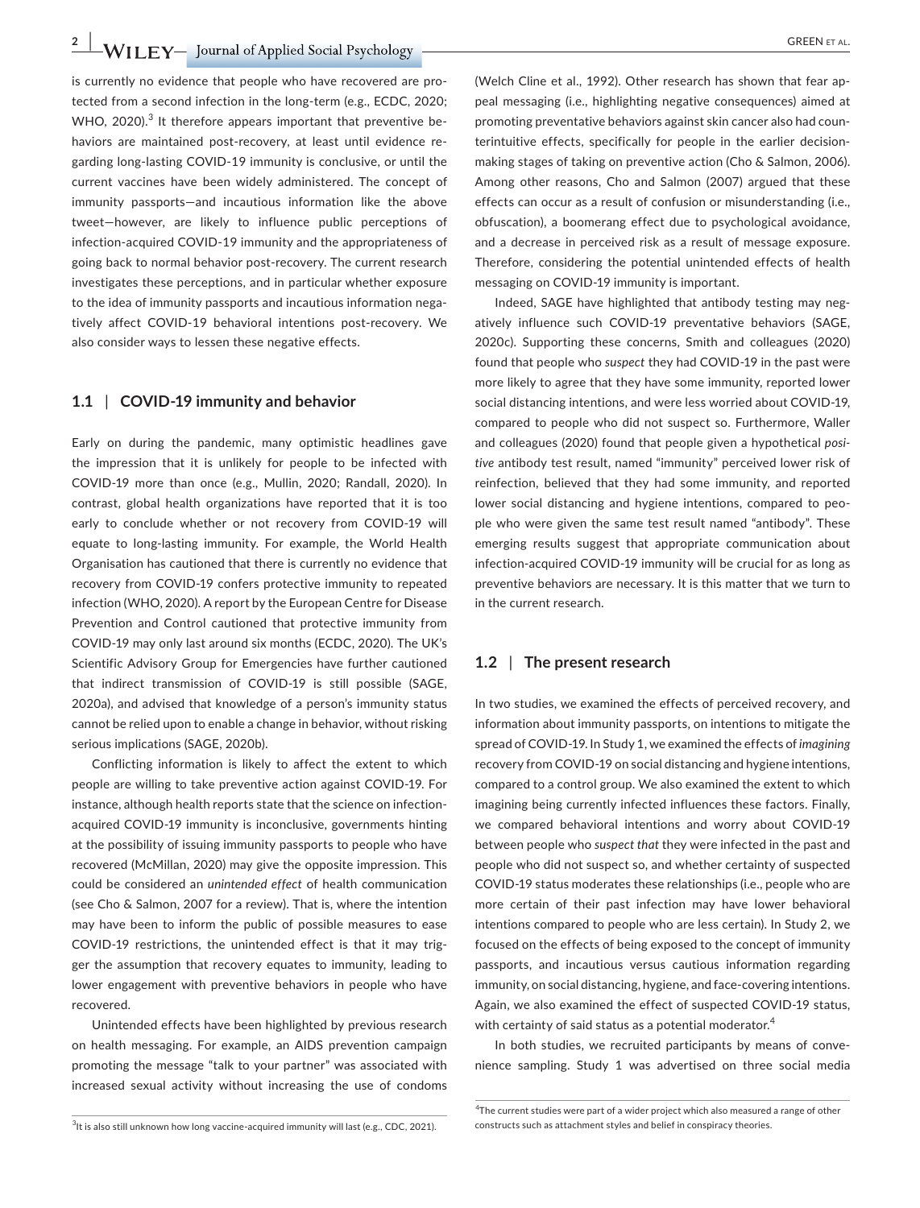is currently no evidence that people who have recovered are protected from a second infection in the long-term (e.g., ECDC, 2020; WHO, 2020).[3] It therefore appears important that preventive behaviors are maintained post-recovery, at least until evidence regarding long-lasting COVID-19 immunity is conclusive, or until the current vaccines have been widely administered. The concept of immunity passports—and incautious information like the above tweet—however, are likely to influence public perceptions of infection-acquired COVID-19 immunity and the appropriateness of going back to normal behavior post-recovery. The current research investigates these perceptions, and in particular whether exposure to the idea of immunity passports and incautious information negatively affect COVID-19 behavioral intentions post-recovery. We also consider ways to lessen these negative effects.

### 1.1 | COVID-19 immunity and behavior

Early on during the pandemic, many optimistic headlines gave the impression that it is unlikely for people to be infected with COVID-19 more than once (e.g., Mullin, 2020; Randall, 2020). In contrast, global health organizations have reported that it is too early to conclude whether or not recovery from COVID-19 will equate to long-lasting immunity. For example, the World Health Organisation has cautioned that there is currently no evidence that recovery from COVID-19 confers protective immunity to repeated infection (WHO, 2020). A report by the European Centre for Disease Prevention and Control cautioned that protective immunity from COVID-19 may only last around six months (ECDC, 2020). The UK's Scientific Advisory Group for Emergencies have further cautioned that indirect transmission of COVID-19 is still possible (SAGE, 2020a), and advised that knowledge of a person's immunity status cannot be relied upon to enable a change in behavior, without risking serious implications (SAGE, 2020b).

Conflicting information is likely to affect the extent to which people are willing to take preventive action against COVID-19. For instance, although health reports state that the science on infection-acquired COVID-19 immunity is inconclusive, governments hinting at the possibility of issuing immunity passports to people who have recovered (McMillan, 2020) may give the opposite impression. This could be considered an *unintended effect* of health communication (see Cho & Salmon, 2007 for a review). That is, where the intention may have been to inform the public of possible measures to ease COVID-19 restrictions, the unintended effect is that it may trigger the assumption that recovery equates to immunity, leading to lower engagement with preventive behaviors in people who have recovered.

Unintended effects have been highlighted by previous research on health messaging. For example, an AIDS prevention campaign promoting the message "talk to your partner" was associated with increased sexual activity without increasing the use of condoms (Welch Cline et al., 1992). Other research has shown that fear appeal messaging (i.e., highlighting negative consequences) aimed at promoting preventative behaviors against skin cancer also had counterintuitive effects, specifically for people in the earlier decision-making stages of taking on preventive action (Cho & Salmon, 2006). Among other reasons, Cho and Salmon (2007) argued that these effects can occur as a result of confusion or misunderstanding (i.e., obfuscation), a boomerang effect due to psychological avoidance, and a decrease in perceived risk as a result of message exposure. Therefore, considering the potential unintended effects of health messaging on COVID-19 immunity is important.

Indeed, SAGE have highlighted that antibody testing may negatively influence such COVID-19 preventative behaviors (SAGE, 2020c). Supporting these concerns, Smith and colleagues (2020) found that people who *suspect* they had COVID-19 in the past were more likely to agree that they have some immunity, reported lower social distancing intentions, and were less worried about COVID-19, compared to people who did not suspect so. Furthermore, Waller and colleagues (2020) found that people given a hypothetical *positive* antibody test result, named "immunity" perceived lower risk of reinfection, believed that they had some immunity, and reported lower social distancing and hygiene intentions, compared to people who were given the same test result named "antibody". These emerging results suggest that appropriate communication about infection-acquired COVID-19 immunity will be crucial for as long as preventive behaviors are necessary. It is this matter that we turn to in the current research.

### 1.2 | The present research

In two studies, we examined the effects of perceived recovery, and information about immunity passports, on intentions to mitigate the spread of COVID-19. In Study 1, we examined the effects of *imagining* recovery from COVID-19 on social distancing and hygiene intentions, compared to a control group. We also examined the extent to which imagining being currently infected influences these factors. Finally, we compared behavioral intentions and worry about COVID-19 between people who *suspect that* they were infected in the past and people who did not suspect so, and whether certainty of suspected COVID-19 status moderates these relationships (i.e., people who are more certain of their past infection may have lower behavioral intentions compared to people who are less certain). In Study 2, we focused on the effects of being exposed to the concept of immunity passports, and incautious versus cautious information regarding immunity, on social distancing, hygiene, and face-covering intentions. Again, we also examined the effect of suspected COVID-19 status, with certainty of said status as a potential moderator.[4]

In both studies, we recruited participants by means of convenience sampling. Study 1 was advertised on three social media

[3]It is also still unknown how long vaccine-acquired immunity will last (e.g., CDC, 2021).

[4]The current studies were part of a wider project which also measured a range of other constructs such as attachment styles and belief in conspiracy theories.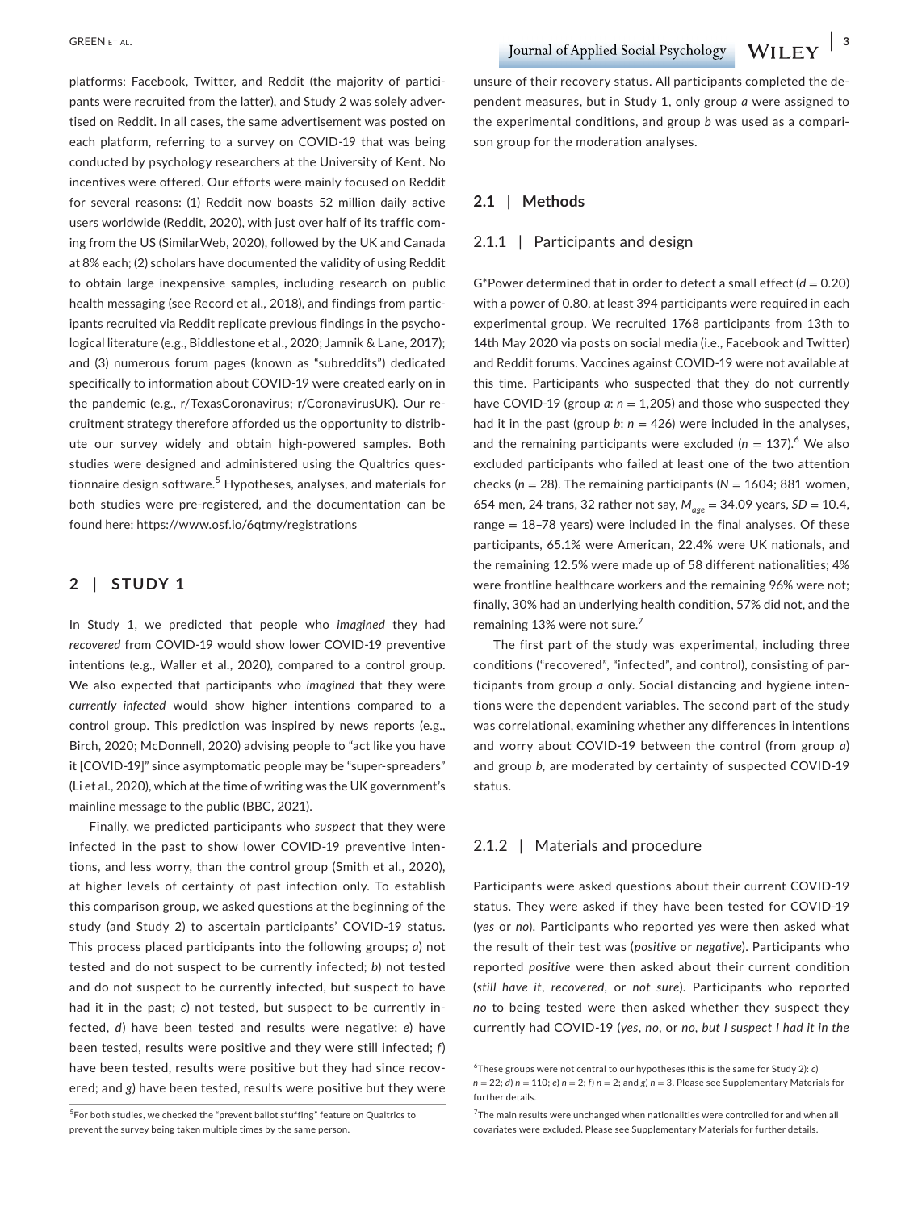platforms: Facebook, Twitter, and Reddit (the majority of participants were recruited from the latter), and Study 2 was solely advertised on Reddit. In all cases, the same advertisement was posted on each platform, referring to a survey on COVID-19 that was being conducted by psychology researchers at the University of Kent. No incentives were offered. Our efforts were mainly focused on Reddit for several reasons: (1) Reddit now boasts 52 million daily active users worldwide (Reddit, 2020), with just over half of its traffic coming from the US (SimilarWeb, 2020), followed by the UK and Canada at 8% each; (2) scholars have documented the validity of using Reddit to obtain large inexpensive samples, including research on public health messaging (see Record et al., 2018), and findings from participants recruited via Reddit replicate previous findings in the psychological literature (e.g., Biddlestone et al., 2020; Jamnik & Lane, 2017); and (3) numerous forum pages (known as "subreddits") dedicated specifically to information about COVID-19 were created early on in the pandemic (e.g., r/TexasCoronavirus; r/CoronavirusUK). Our recruitment strategy therefore afforded us the opportunity to distribute our survey widely and obtain high-powered samples. Both studies were designed and administered using the Qualtrics questionnaire design software.[5] Hypotheses, analyses, and materials for both studies were pre-registered, and the documentation can be found here: https://www.osf.io/6qtmy/registrations

## 2 | STUDY 1

In Study 1, we predicted that people who *imagined* they had *recovered* from COVID-19 would show lower COVID-19 preventive intentions (e.g., Waller et al., 2020), compared to a control group. We also expected that participants who *imagined* that they were *currently infected* would show higher intentions compared to a control group. This prediction was inspired by news reports (e.g., Birch, 2020; McDonnell, 2020) advising people to "act like you have it [COVID-19]" since asymptomatic people may be "super-spreaders" (Li et al., 2020), which at the time of writing was the UK government's mainline message to the public (BBC, 2021).

Finally, we predicted participants who *suspect* that they were infected in the past to show lower COVID-19 preventive intentions, and less worry, than the control group (Smith et al., 2020), at higher levels of certainty of past infection only. To establish this comparison group, we asked questions at the beginning of the study (and Study 2) to ascertain participants' COVID-19 status. This process placed participants into the following groups; *a*) not tested and do not suspect to be currently infected; *b*) not tested and do not suspect to be currently infected, but suspect to have had it in the past; *c*) not tested, but suspect to be currently infected, *d*) have been tested and results were negative; *e*) have been tested, results were positive and they were still infected; *f*) have been tested, results were positive but they had since recovered; and *g*) have been tested, results were positive but they were unsure of their recovery status. All participants completed the dependent measures, but in Study 1, only group *a* were assigned to the experimental conditions, and group *b* was used as a comparison group for the moderation analyses.

### 2.1 | Methods

#### 2.1.1 | Participants and design

G*Power determined that in order to detect a small effect ($d = 0.20$) with a power of 0.80, at least 394 participants were required in each experimental group. We recruited 1768 participants from 13th to 14th May 2020 via posts on social media (i.e., Facebook and Twitter) and Reddit forums. Vaccines against COVID-19 were not available at this time. Participants who suspected that they do not currently have COVID-19 (group *a*: $n = 1,205$) and those who suspected they had it in the past (group *b*: $n = 426$) were included in the analyses, and the remaining participants were excluded ($n = 137$).[6] We also excluded participants who failed at least one of the two attention checks ($n = 28$). The remaining participants ($N = 1604$; 881 women, 654 men, 24 trans, 32 rather not say, $M_{age} = 34.09$ years, $SD = 10.4$, range = 18–78 years) were included in the final analyses. Of these participants, 65.1% were American, 22.4% were UK nationals, and the remaining 12.5% were made up of 58 different nationalities; 4% were frontline healthcare workers and the remaining 96% were not; finally, 30% had an underlying health condition, 57% did not, and the remaining 13% were not sure.[7]

The first part of the study was experimental, including three conditions ("recovered", "infected", and control), consisting of participants from group *a* only. Social distancing and hygiene intentions were the dependent variables. The second part of the study was correlational, examining whether any differences in intentions and worry about COVID-19 between the control (from group *a*) and group *b*, are moderated by certainty of suspected COVID-19 status.

#### 2.1.2 | Materials and procedure

Participants were asked questions about their current COVID-19 status. They were asked if they have been tested for COVID-19 (*yes* or *no*). Participants who reported *yes* were then asked what the result of their test was (*positive* or *negative*). Participants who reported *positive* were then asked about their current condition (*still have it*, *recovered*, or *not sure*). Participants who reported *no* to being tested were then asked whether they suspect they currently had COVID-19 (*yes*, *no*, or *no, but I suspect I had it in the*

[5]For both studies, we checked the "prevent ballot stuffing" feature on Qualtrics to prevent the survey being taken multiple times by the same person.

[6]These groups were not central to our hypotheses (this is the same for Study 2): *c*) $n = 22$; *d*) $n = 110$; *e*) $n = 2$; *f*) $n = 2$; and *g*) $n = 3$. Please see Supplementary Materials for further details.

[7]The main results were unchanged when nationalities were controlled for and when all covariates were excluded. Please see Supplementary Materials for further details.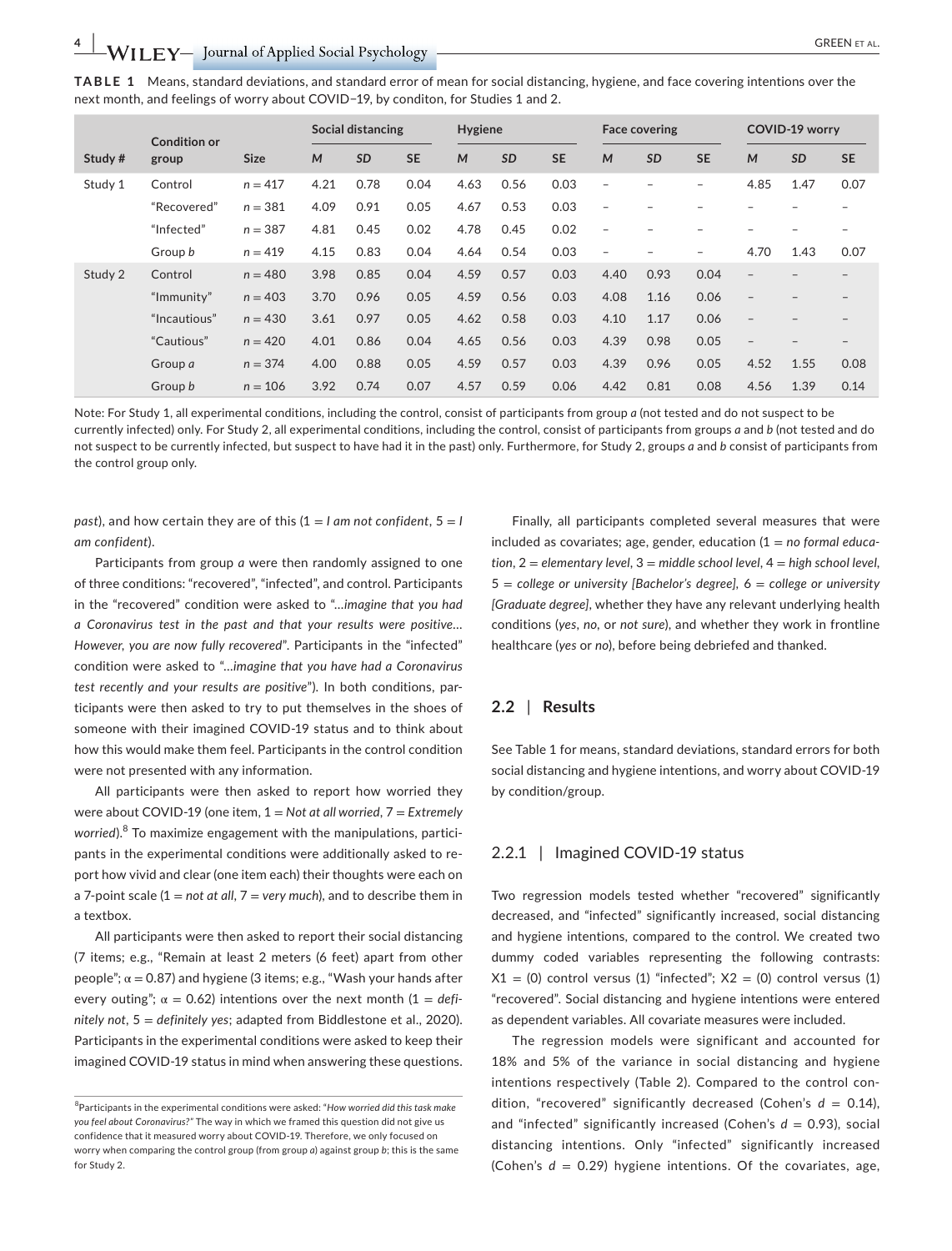**TABLE 1** Means, standard deviations, and standard error of mean for social distancing, hygiene, and face covering intentions over the next month, and feelings of worry about COVID-19, by conditon, for Studies 1 and 2.

| Study # | Condition or group | Size | Social distancing | | | Hygiene | | | Face covering | | | COVID-19 worry | | |
|---|---|---|---|---|---|---|---|---|---|---|---|---|---|---|
| | | | *M* | *SD* | *SE* | *M* | *SD* | *SE* | *M* | *SD* | *SE* | *M* | *SD* | *SE* |
| Study 1 | Control | *n* = 417 | 4.21 | 0.78 | 0.04 | 4.63 | 0.56 | 0.03 | – | – | – | 4.85 | 1.47 | 0.07 |
| | "Recovered" | *n* = 381 | 4.09 | 0.91 | 0.05 | 4.67 | 0.53 | 0.03 | – | – | – | – | – | – |
| | "Infected" | *n* = 387 | 4.81 | 0.45 | 0.02 | 4.78 | 0.45 | 0.02 | – | – | – | – | – | – |
| | Group *b* | *n* = 419 | 4.15 | 0.83 | 0.04 | 4.64 | 0.54 | 0.03 | – | – | – | 4.70 | 1.43 | 0.07 |
| Study 2 | Control | *n* = 480 | 3.98 | 0.85 | 0.04 | 4.59 | 0.57 | 0.03 | 4.40 | 0.93 | 0.04 | – | – | – |
| | "Immunity" | *n* = 403 | 3.70 | 0.96 | 0.05 | 4.59 | 0.56 | 0.03 | 4.08 | 1.16 | 0.06 | – | – | – |
| | "Incautious" | *n* = 430 | 3.61 | 0.97 | 0.05 | 4.62 | 0.58 | 0.03 | 4.10 | 1.17 | 0.06 | – | – | – |
| | "Cautious" | *n* = 420 | 4.01 | 0.86 | 0.04 | 4.65 | 0.56 | 0.03 | 4.39 | 0.98 | 0.05 | – | – | – |
| | Group *a* | *n* = 374 | 4.00 | 0.88 | 0.05 | 4.59 | 0.57 | 0.03 | 4.39 | 0.96 | 0.05 | 4.52 | 1.55 | 0.08 |
| | Group *b* | *n* = 106 | 3.92 | 0.74 | 0.07 | 4.57 | 0.59 | 0.06 | 4.42 | 0.81 | 0.08 | 4.56 | 1.39 | 0.14 |

Note: For Study 1, all experimental conditions, including the control, consist of participants from group *a* (not tested and do not suspect to be currently infected) only. For Study 2, all experimental conditions, including the control, consist of participants from groups *a* and *b* (not tested and do not suspect to be currently infected, but suspect to have had it in the past) only. Furthermore, for Study 2, groups *a* and *b* consist of participants from the control group only.

*past*), and how certain they are of this (1 = *I am not confident*, 5 = *I am confident*).

Participants from group *a* were then randomly assigned to one of three conditions: "recovered", "infected", and control. Participants in the "recovered" condition were asked to "*…imagine that you had a Coronavirus test in the past and that your results were positive… However, you are now fully recovered*". Participants in the "infected" condition were asked to "*…imagine that you have had a Coronavirus test recently and your results are positive*"). In both conditions, participants were then asked to try to put themselves in the shoes of someone with their imagined COVID-19 status and to think about how this would make them feel. Participants in the control condition were not presented with any information.

All participants were then asked to report how worried they were about COVID-19 (one item, 1 = *Not at all worried*, 7 = *Extremely worried*).[8] To maximize engagement with the manipulations, participants in the experimental conditions were additionally asked to report how vivid and clear (one item each) their thoughts were each on a 7-point scale (1 = *not at all*, 7 = *very much*), and to describe them in a textbox.

All participants were then asked to report their social distancing (7 items; e.g., "Remain at least 2 meters (6 feet) apart from other people"; $\alpha = 0.87$) and hygiene (3 items; e.g., "Wash your hands after every outing"; $\alpha = 0.62$) intentions over the next month (1 = *definitely not*, 5 = *definitely yes*; adapted from Biddlestone et al., 2020). Participants in the experimental conditions were asked to keep their imagined COVID-19 status in mind when answering these questions.

Finally, all participants completed several measures that were included as covariates; age, gender, education (1 = *no formal education*, 2 = *elementary level*, 3 = *middle school level*, 4 = *high school level*, 5 = *college or university [Bachelor's degree]*, 6 = *college or university [Graduate degree]*, whether they have any relevant underlying health conditions (*yes*, *no*, or *not sure*), and whether they work in frontline healthcare (*yes* or *no*), before being debriefed and thanked.

## 2.2 | Results

See Table 1 for means, standard deviations, standard errors for both social distancing and hygiene intentions, and worry about COVID-19 by condition/group.

### 2.2.1 | Imagined COVID-19 status

Two regression models tested whether "recovered" significantly decreased, and "infected" significantly increased, social distancing and hygiene intentions, compared to the control. We created two dummy coded variables representing the following contrasts: X1 = (0) control versus (1) "infected"; X2 = (0) control versus (1) "recovered". Social distancing and hygiene intentions were entered as dependent variables. All covariate measures were included.

The regression models were significant and accounted for 18% and 5% of the variance in social distancing and hygiene intentions respectively (Table 2). Compared to the control condition, "recovered" significantly decreased (Cohen's $d = 0.14$), and "infected" significantly increased (Cohen's $d = 0.93$), social distancing intentions. Only "infected" significantly increased (Cohen's $d = 0.29$) hygiene intentions. Of the covariates, age,

[8]Participants in the experimental conditions were asked: "*How worried did this task make you feel about Coronavirus?*" The way in which we framed this question did not give us confidence that it measured worry about COVID-19. Therefore, we only focused on worry when comparing the control group (from group *a*) against group *b*; this is the same for Study 2.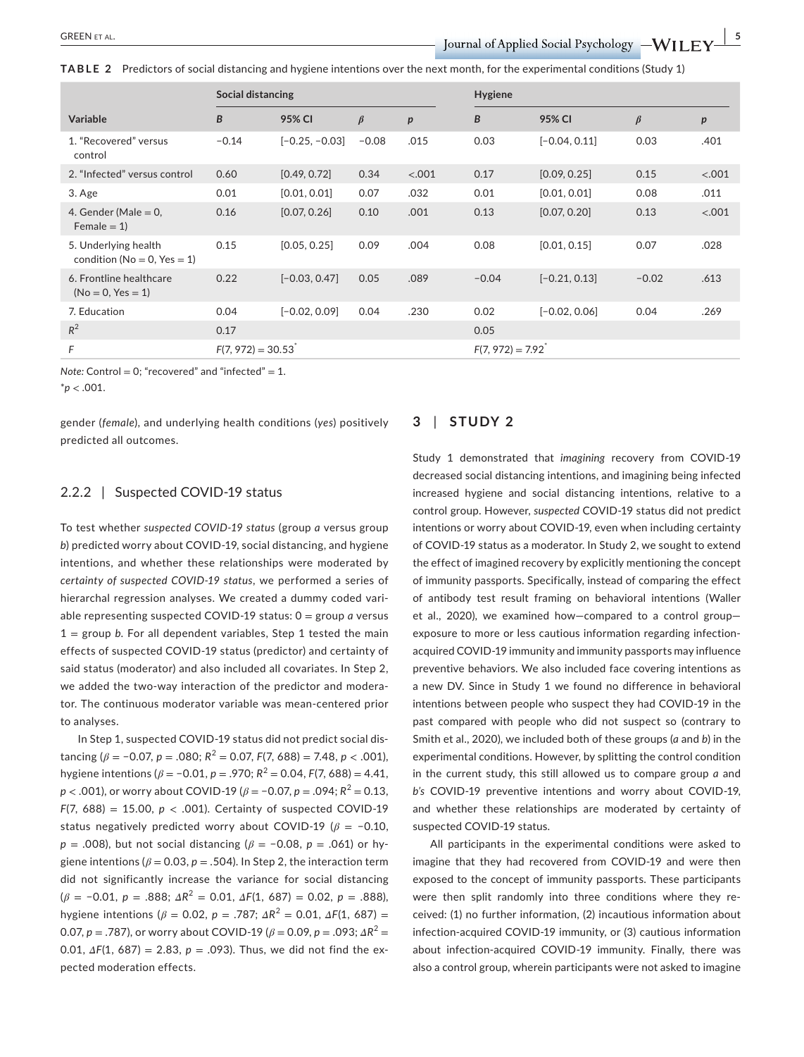**TABLE 2** Predictors of social distancing and hygiene intentions over the next month, for the experimental conditions (Study 1)

| | Social distancing | | | | Hygiene | | | |
|---|---|---|---|---|---|---|---|---|
| Variable | *B* | 95% CI | *β* | *p* | *B* | 95% CI | *β* | *p* |
| 1. "Recovered" versus control | −0.14 | [−0.25, −0.03] | −0.08 | .015 | 0.03 | [−0.04, 0.11] | 0.03 | .401 |
| 2. "Infected" versus control | 0.60 | [0.49, 0.72] | 0.34 | <.001 | 0.17 | [0.09, 0.25] | 0.15 | <.001 |
| 3. Age | 0.01 | [0.01, 0.01] | 0.07 | .032 | 0.01 | [0.01, 0.01] | 0.08 | .011 |
| 4. Gender (Male = 0, Female = 1) | 0.16 | [0.07, 0.26] | 0.10 | .001 | 0.13 | [0.07, 0.20] | 0.13 | <.001 |
| 5. Underlying health condition (No = 0, Yes = 1) | 0.15 | [0.05, 0.25] | 0.09 | .004 | 0.08 | [0.01, 0.15] | 0.07 | .028 |
| 6. Frontline healthcare (No = 0, Yes = 1) | 0.22 | [−0.03, 0.47] | 0.05 | .089 | −0.04 | [−0.21, 0.13] | −0.02 | .613 |
| 7. Education | 0.04 | [−0.02, 0.09] | 0.04 | .230 | 0.02 | [−0.02, 0.06] | 0.04 | .269 |
| $R^2$ | 0.17 | | | | 0.05 | | | |
| *F* | $F(7, 972) = 30.53^*$ | | | | $F(7, 972) = 7.92^*$ | | | |

*Note:* Control = 0; "recovered" and "infected" = 1.
$^*p < .001$.

gender (*female*), and underlying health conditions (*yes*) positively predicted all outcomes.

### 2.2.2 | Suspected COVID-19 status

To test whether *suspected COVID-19 status* (group *a* versus group *b*) predicted worry about COVID-19, social distancing, and hygiene intentions, and whether these relationships were moderated by *certainty of suspected COVID-19 status*, we performed a series of hierarchical regression analyses. We created a dummy coded variable representing suspected COVID-19 status: 0 = group *a* versus 1 = group *b*. For all dependent variables, Step 1 tested the main effects of suspected COVID-19 status (predictor) and certainty of said status (moderator) and also included all covariates. In Step 2, we added the two-way interaction of the predictor and moderator. The continuous moderator variable was mean-centered prior to analyses.

In Step 1, suspected COVID-19 status did not predict social distancing ($\beta = -0.07$, $p = .080$; $R^2 = 0.07$, $F(7, 688) = 7.48$, $p < .001$), hygiene intentions ($\beta = -0.01$, $p = .970$; $R^2 = 0.04$, $F(7, 688) = 4.41$, $p < .001$), or worry about COVID-19 ($\beta = -0.07$, $p = .094$; $R^2 = 0.13$, $F(7, 688) = 15.00$, $p < .001$). Certainty of suspected COVID-19 status negatively predicted worry about COVID-19 ($\beta = -0.10$, $p = .008$), but not social distancing ($\beta = -0.08$, $p = .061$) or hygiene intentions ($\beta = 0.03$, $p = .504$). In Step 2, the interaction term did not significantly increase the variance for social distancing ($\beta = -0.01$, $p = .888$; $\Delta R^2 = 0.01$, $\Delta F(1, 687) = 0.02$, $p = .888$), hygiene intentions ($\beta = 0.02$, $p = .787$; $\Delta R^2 = 0.01$, $\Delta F(1, 687) = 0.07$, $p = .787$), or worry about COVID-19 ($\beta = 0.09$, $p = .093$; $\Delta R^2 = 0.01$, $\Delta F(1, 687) = 2.83$, $p = .093$). Thus, we did not find the expected moderation effects.

## 3 | STUDY 2

Study 1 demonstrated that *imagining* recovery from COVID-19 decreased social distancing intentions, and imagining being infected increased hygiene and social distancing intentions, relative to a control group. However, *suspected* COVID-19 status did not predict intentions or worry about COVID-19, even when including certainty of COVID-19 status as a moderator. In Study 2, we sought to extend the effect of imagined recovery by explicitly mentioning the concept of immunity passports. Specifically, instead of comparing the effect of antibody test result framing on behavioral intentions (Waller et al., 2020), we examined how—compared to a control group—exposure to more or less cautious information regarding infection-acquired COVID-19 immunity and immunity passports may influence preventive behaviors. We also included face covering intentions as a new DV. Since in Study 1 we found no difference in behavioral intentions between people who suspect they had COVID-19 in the past compared with people who did not suspect so (contrary to Smith et al., 2020), we included both of these groups (*a* and *b*) in the experimental conditions. However, by splitting the control condition in the current study, this still allowed us to compare group *a* and *b's* COVID-19 preventive intentions and worry about COVID-19, and whether these relationships are moderated by certainty of suspected COVID-19 status.

All participants in the experimental conditions were asked to imagine that they had recovered from COVID-19 and were then exposed to the concept of immunity passports. These participants were then split randomly into three conditions where they received: (1) no further information, (2) incautious information about infection-acquired COVID-19 immunity, or (3) cautious information about infection-acquired COVID-19 immunity. Finally, there was also a control group, wherein participants were not asked to imagine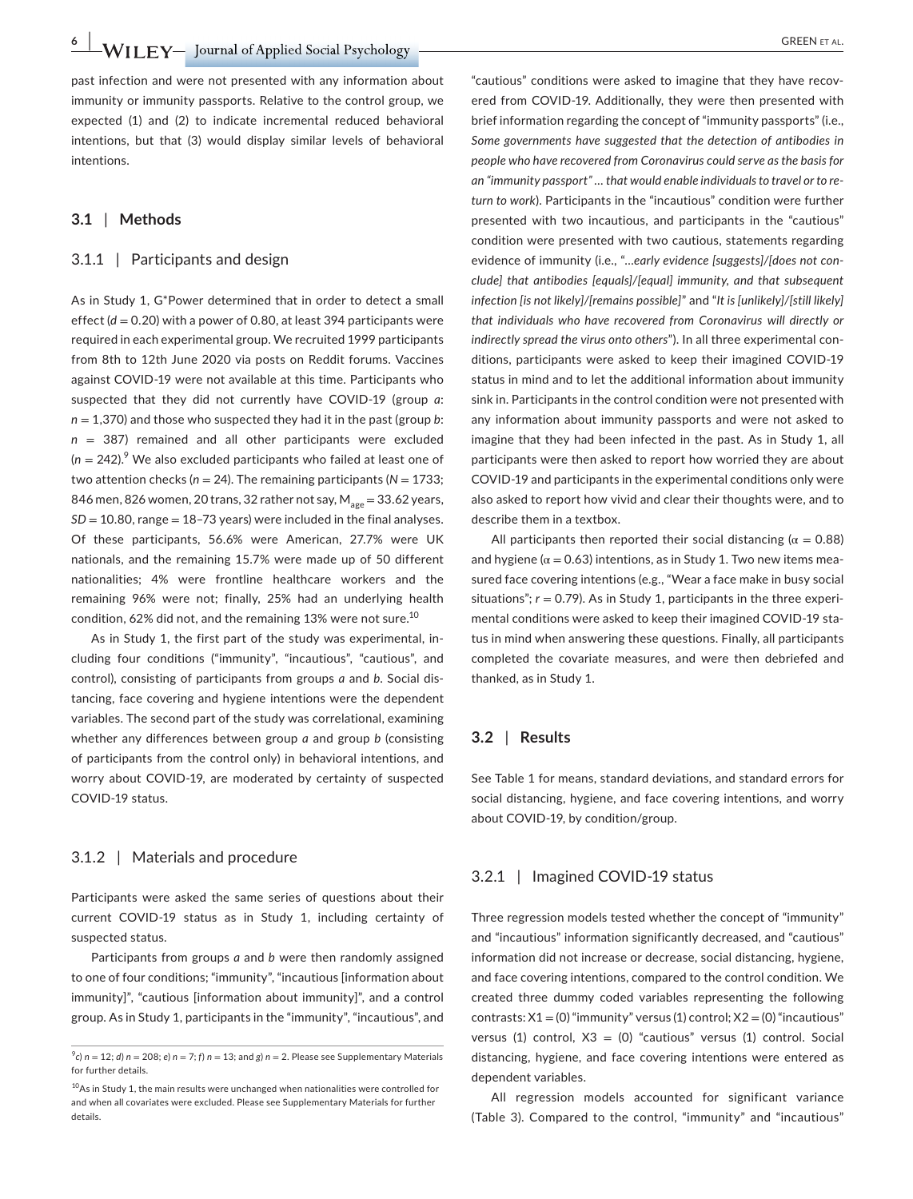past infection and were not presented with any information about immunity or immunity passports. Relative to the control group, we expected (1) and (2) to indicate incremental reduced behavioral intentions, but that (3) would display similar levels of behavioral intentions.

### 3.1 | Methods

#### 3.1.1 | Participants and design

As in Study 1, G*Power determined that in order to detect a small effect ($d = 0.20$) with a power of 0.80, at least 394 participants were required in each experimental group. We recruited 1999 participants from 8th to 12th June 2020 via posts on Reddit forums. Vaccines against COVID-19 were not available at this time. Participants who suspected that they did not currently have COVID-19 (group *a*: $n = 1{,}370$) and those who suspected they had it in the past (group *b*: $n = 387$) remained and all other participants were excluded ($n = 242$).[9] We also excluded participants who failed at least one of two attention checks ($n = 24$). The remaining participants ($N = 1733$; 846 men, 826 women, 20 trans, 32 rather not say, $M_{age} = 33.62$ years, $SD = 10.80$, range = 18–73 years) were included in the final analyses. Of these participants, 56.6% were American, 27.7% were UK nationals, and the remaining 15.7% were made up of 50 different nationalities; 4% were frontline healthcare workers and the remaining 96% were not; finally, 25% had an underlying health condition, 62% did not, and the remaining 13% were not sure.[10]

As in Study 1, the first part of the study was experimental, including four conditions ("immunity", "incautious", "cautious", and control), consisting of participants from groups *a* and *b*. Social distancing, face covering and hygiene intentions were the dependent variables. The second part of the study was correlational, examining whether any differences between group *a* and group *b* (consisting of participants from the control only) in behavioral intentions, and worry about COVID-19, are moderated by certainty of suspected COVID-19 status.

#### 3.1.2 | Materials and procedure

Participants were asked the same series of questions about their current COVID-19 status as in Study 1, including certainty of suspected status.

Participants from groups *a* and *b* were then randomly assigned to one of four conditions; "immunity", "incautious [information about immunity]", "cautious [information about immunity]", and a control group. As in Study 1, participants in the "immunity", "incautious", and "cautious" conditions were asked to imagine that they have recovered from COVID-19. Additionally, they were then presented with brief information regarding the concept of "immunity passports" (i.e., *Some governments have suggested that the detection of antibodies in people who have recovered from Coronavirus could serve as the basis for an "immunity passport" … that would enable individuals to travel or to return to work*). Participants in the "incautious" condition were further presented with two incautious, and participants in the "cautious" condition were presented with two cautious, statements regarding evidence of immunity (i.e., "*…early evidence [suggests]/[does not conclude] that antibodies [equals]/[equal] immunity, and that subsequent infection [is not likely]/[remains possible]*" and "*It is [unlikely]/[still likely] that individuals who have recovered from Coronavirus will directly or indirectly spread the virus onto others*"). In all three experimental conditions, participants were asked to keep their imagined COVID-19 status in mind and to let the additional information about immunity sink in. Participants in the control condition were not presented with any information about immunity passports and were not asked to imagine that they had been infected in the past. As in Study 1, all participants were then asked to report how worried they are about COVID-19 and participants in the experimental conditions only were also asked to report how vivid and clear their thoughts were, and to describe them in a textbox.

All participants then reported their social distancing ($\alpha = 0.88$) and hygiene ($\alpha = 0.63$) intentions, as in Study 1. Two new items measured face covering intentions (e.g., "Wear a face make in busy social situations"; $r = 0.79$). As in Study 1, participants in the three experimental conditions were asked to keep their imagined COVID-19 status in mind when answering these questions. Finally, all participants completed the covariate measures, and were then debriefed and thanked, as in Study 1.

### 3.2 | Results

See Table 1 for means, standard deviations, and standard errors for social distancing, hygiene, and face covering intentions, and worry about COVID-19, by condition/group.

#### 3.2.1 | Imagined COVID-19 status

Three regression models tested whether the concept of "immunity" and "incautious" information significantly decreased, and "cautious" information did not increase or decrease, social distancing, hygiene, and face covering intentions, compared to the control condition. We created three dummy coded variables representing the following contrasts: X1 = (0) "immunity" versus (1) control; X2 = (0) "incautious" versus (1) control, X3 = (0) "cautious" versus (1) control. Social distancing, hygiene, and face covering intentions were entered as dependent variables.

All regression models accounted for significant variance (Table 3). Compared to the control, "immunity" and "incautious"

---

[9] *c)* $n = 12$; *d)* $n = 208$; *e)* $n = 7$; *f)* $n = 13$; and *g)* $n = 2$. Please see Supplementary Materials for further details.

[10] As in Study 1, the main results were unchanged when nationalities were controlled for and when all covariates were excluded. Please see Supplementary Materials for further details.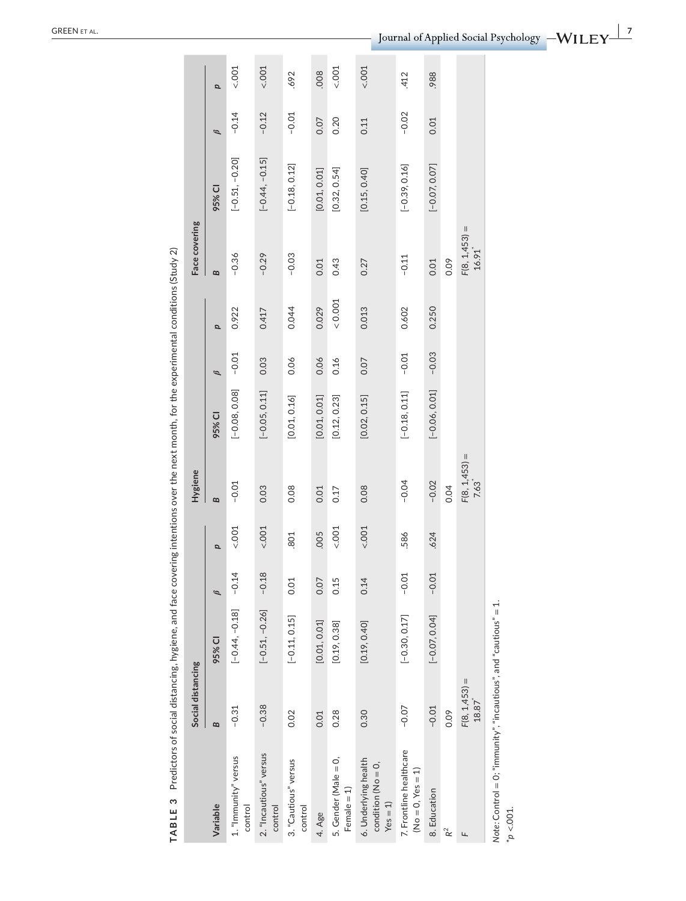**TABLE 3** Predictors of social distancing, hygiene, and face covering intentions over the next month, for the experimental conditions (Study 2)

| Variable | Social distancing | | | | Hygiene | | | | Face covering | | | |
|---|---|---|---|---|---|---|---|---|---|---|---|---|
| | *B* | 95% CI | *β* | *p* | *B* | 95% CI | *β* | *p* | *B* | 95% CI | *β* | *p* |
| 1. "Immunity" versus control | −0.31 | [−0.44, −0.18] | −0.14 | <.001 | −0.01 | [−0.08, 0.08] | −0.01 | 0.922 | −0.36 | [−0.51, −0.20] | −0.14 | <.001 |
| 2. "Incautious" versus control | −0.38 | [−0.51, −0.26] | −0.18 | <.001 | 0.03 | [−0.05, 0.11] | 0.03 | 0.417 | −0.29 | [−0.44, −0.15] | −0.12 | <.001 |
| 3. "Cautious" versus control | 0.02 | [−0.11, 0.15] | 0.01 | .801 | 0.08 | [0.01, 0.16] | 0.06 | 0.044 | −0.03 | [−0.18, 0.12] | −0.01 | .692 |
| 4. Age | 0.01 | [0.01, 0.01] | 0.07 | .005 | 0.01 | [0.01, 0.01] | 0.06 | 0.029 | 0.01 | [0.01, 0.01] | 0.07 | .008 |
| 5. Gender (Male = 0, Female = 1) | 0.28 | [0.19, 0.38] | 0.15 | <.001 | 0.17 | [0.12, 0.23] | 0.16 | < 0.001 | 0.43 | [0.32, 0.54] | 0.20 | <.001 |
| 6. Underlying health condition (No = 0, Yes = 1) | 0.30 | [0.19, 0.40] | 0.14 | <.001 | 0.08 | [0.02, 0.15] | 0.07 | 0.013 | 0.27 | [0.15, 0.40] | 0.11 | <.001 |
| 7. Frontline healthcare (No = 0, Yes = 1) | −0.07 | [−0.30, 0.17] | −0.01 | .586 | −0.04 | [−0.18, 0.11] | −0.01 | 0.602 | −0.11 | [−0.39, 0.16] | −0.02 | .412 |
| 8. Education | −0.01 | [−0.07, 0.04] | −0.01 | .624 | −0.02 | [−0.06, 0.01] | −0.03 | 0.250 | 0.01 | [−0.07, 0.07] | 0.01 | .988 |
| $R^2$ | 0.09 | | | | 0.04 | | | | 0.09 | | | |
| *F* | $F(8, 1,453) = 18.87^*$ | | | | $F(8, 1,453) = 7.63^*$ | | | | $F(8, 1,453) = 16.91^*$ | | | |

*Note*: Control = 0; "immunity", "incautious", and "cautious" = 1.

$^*p < .001$.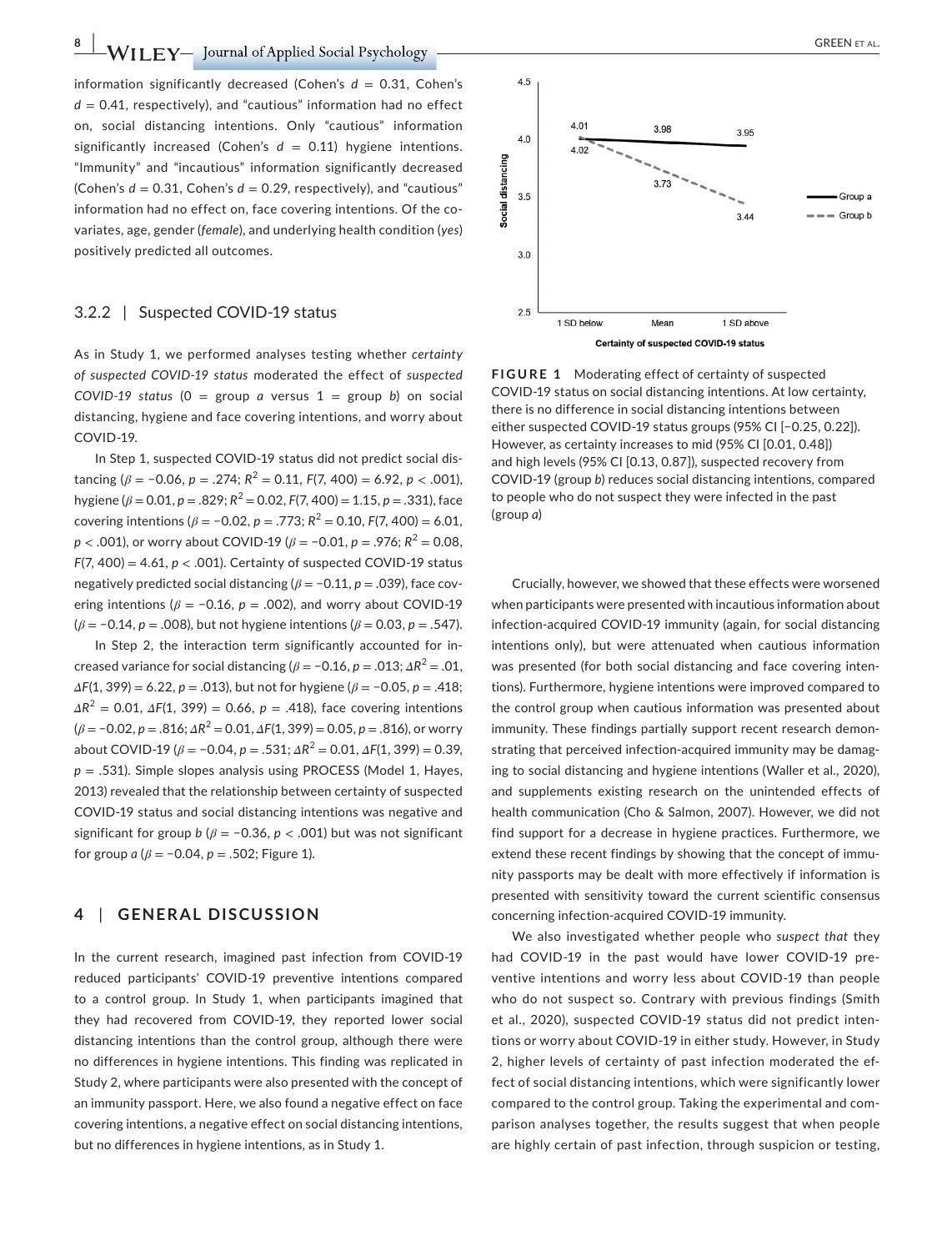information significantly decreased (Cohen's $d$ = 0.31, Cohen's $d$ = 0.41, respectively), and "cautious" information had no effect on, social distancing intentions. Only "cautious" information significantly increased (Cohen's $d$ = 0.11) hygiene intentions. "Immunity" and "incautious" information significantly decreased (Cohen's $d$ = 0.31, Cohen's $d$ = 0.29, respectively), and "cautious" information had no effect on, face covering intentions. Of the covariates, age, gender (*female*), and underlying health condition (*yes*) positively predicted all outcomes.

### 3.2.2 | Suspected COVID-19 status

As in Study 1, we performed analyses testing whether *certainty of suspected COVID-19 status* moderated the effect of *suspected COVID-19 status* (0 = group *a* versus 1 = group *b*) on social distancing, hygiene and face covering intentions, and worry about COVID-19.

In Step 1, suspected COVID-19 status did not predict social distancing ($\beta = -0.06$, $p = .274$; $R^2 = 0.11$, $F(7, 400) = 6.92$, $p < .001$), hygiene ($\beta = 0.01$, $p = .829$; $R^2 = 0.02$, $F(7, 400) = 1.15$, $p = .331$), face covering intentions ($\beta = -0.02$, $p = .773$; $R^2 = 0.10$, $F(7, 400) = 6.01$, $p < .001$), or worry about COVID-19 ($\beta = -0.01$, $p = .976$; $R^2 = 0.08$, $F(7, 400) = 4.61$, $p < .001$). Certainty of suspected COVID-19 status negatively predicted social distancing ($\beta = -0.11$, $p = .039$), face covering intentions ($\beta = -0.16$, $p = .002$), and worry about COVID-19 ($\beta = -0.14$, $p = .008$), but not hygiene intentions ($\beta = 0.03$, $p = .547$).

In Step 2, the interaction term significantly accounted for increased variance for social distancing ($\beta = -0.16$, $p = .013$; $\Delta R^2 = .01$, $\Delta F(1, 399) = 6.22$, $p = .013$), but not for hygiene ($\beta = -0.05$, $p = .418$; $\Delta R^2 = 0.01$, $\Delta F(1, 399) = 0.66$, $p = .418$), face covering intentions ($\beta = -0.02$, $p = .816$; $\Delta R^2 = 0.01$, $\Delta F(1, 399) = 0.05$, $p = .816$), or worry about COVID-19 ($\beta = -0.04$, $p = .531$; $\Delta R^2 = 0.01$, $\Delta F(1, 399) = 0.39$, $p = .531$). Simple slopes analysis using PROCESS (Model 1, Hayes, 2013) revealed that the relationship between certainty of suspected COVID-19 status and social distancing intentions was negative and significant for group *b* ($\beta = -0.36$, $p < .001$) but was not significant for group *a* ($\beta = -0.04$, $p = .502$; Figure 1).

**FIGURE 1** Moderating effect of certainty of suspected COVID-19 status on social distancing intentions. At low certainty, there is no difference in social distancing intentions between either suspected COVID-19 status groups (95% CI [−0.25, 0.22]). However, as certainty increases to mid (95% CI [0.01, 0.48]) and high levels (95% CI [0.13, 0.87]), suspected recovery from COVID-19 (group *b*) reduces social distancing intentions, compared to people who do not suspect they were infected in the past (group *a*)

## 4 | GENERAL DISCUSSION

In the current research, imagined past infection from COVID-19 reduced participants' COVID-19 preventive intentions compared to a control group. In Study 1, when participants imagined that they had recovered from COVID-19, they reported lower social distancing intentions than the control group, although there were no differences in hygiene intentions. This finding was replicated in Study 2, where participants were also presented with the concept of an immunity passport. Here, we also found a negative effect on face covering intentions, a negative effect on social distancing intentions, but no differences in hygiene intentions, as in Study 1.

Crucially, however, we showed that these effects were worsened when participants were presented with incautious information about infection-acquired COVID-19 immunity (again, for social distancing intentions only), but were attenuated when cautious information was presented (for both social distancing and face covering intentions). Furthermore, hygiene intentions were improved compared to the control group when cautious information was presented about immunity. These findings partially support recent research demonstrating that perceived infection-acquired immunity may be damaging to social distancing and hygiene intentions (Waller et al., 2020), and supplements existing research on the unintended effects of health communication (Cho & Salmon, 2007). However, we did not find support for a decrease in hygiene practices. Furthermore, we extend these recent findings by showing that the concept of immunity passports may be dealt with more effectively if information is presented with sensitivity toward the current scientific consensus concerning infection-acquired COVID-19 immunity.

We also investigated whether people who *suspect that* they had COVID-19 in the past would have lower COVID-19 preventive intentions and worry less about COVID-19 than people who do not suspect so. Contrary with previous findings (Smith et al., 2020), suspected COVID-19 status did not predict intentions or worry about COVID-19 in either study. However, in Study 2, higher levels of certainty of past infection moderated the effect of social distancing intentions, which were significantly lower compared to the control group. Taking the experimental and comparison analyses together, the results suggest that when people are highly certain of past infection, through suspicion or testing,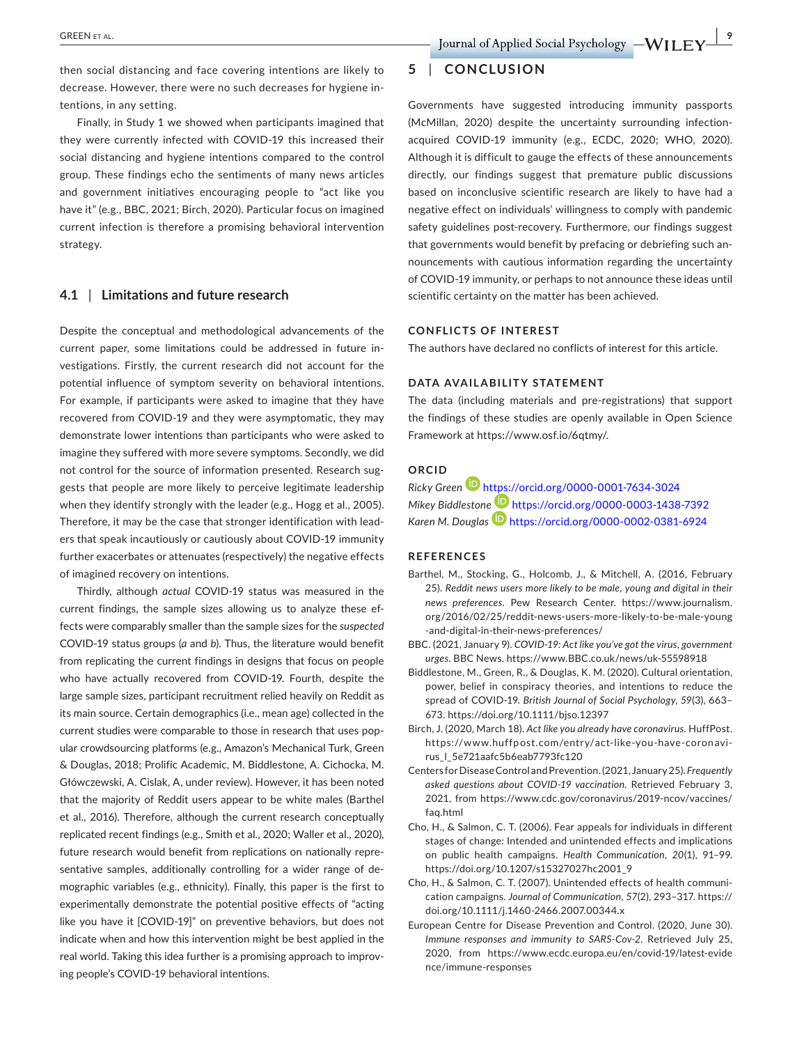then social distancing and face covering intentions are likely to decrease. However, there were no such decreases for hygiene intentions, in any setting.

Finally, in Study 1 we showed when participants imagined that they were currently infected with COVID-19 this increased their social distancing and hygiene intentions compared to the control group. These findings echo the sentiments of many news articles and government initiatives encouraging people to "act like you have it" (e.g., BBC, 2021; Birch, 2020). Particular focus on imagined current infection is therefore a promising behavioral intervention strategy.

### 4.1 | Limitations and future research

Despite the conceptual and methodological advancements of the current paper, some limitations could be addressed in future investigations. Firstly, the current research did not account for the potential influence of symptom severity on behavioral intentions. For example, if participants were asked to imagine that they have recovered from COVID-19 and they were asymptomatic, they may demonstrate lower intentions than participants who were asked to imagine they suffered with more severe symptoms. Secondly, we did not control for the source of information presented. Research suggests that people are more likely to perceive legitimate leadership when they identify strongly with the leader (e.g., Hogg et al., 2005). Therefore, it may be the case that stronger identification with leaders that speak incautiously or cautiously about COVID-19 immunity further exacerbates or attenuates (respectively) the negative effects of imagined recovery on intentions.

Thirdly, although *actual* COVID-19 status was measured in the current findings, the sample sizes allowing us to analyze these effects were comparably smaller than the sample sizes for the *suspected* COVID-19 status groups (*a* and *b*). Thus, the literature would benefit from replicating the current findings in designs that focus on people who have actually recovered from COVID-19. Fourth, despite the large sample sizes, participant recruitment relied heavily on Reddit as its main source. Certain demographics (i.e., mean age) collected in the current studies were comparable to those in research that uses popular crowdsourcing platforms (e.g., Amazon's Mechanical Turk, Green & Douglas, 2018; Prolific Academic, M. Biddlestone, A. Cichocka, M. Główczewski, A. Cislak, A, under review). However, it has been noted that the majority of Reddit users appear to be white males (Barthel et al., 2016). Therefore, although the current research conceptually replicated recent findings (e.g., Smith et al., 2020; Waller et al., 2020), future research would benefit from replications on nationally representative samples, additionally controlling for a wider range of demographic variables (e.g., ethnicity). Finally, this paper is the first to experimentally demonstrate the potential positive effects of "acting like you have it [COVID-19]" on preventive behaviors, but does not indicate when and how this intervention might be best applied in the real world. Taking this idea further is a promising approach to improving people's COVID-19 behavioral intentions.

## 5 | CONCLUSION

Governments have suggested introducing immunity passports (McMillan, 2020) despite the uncertainty surrounding infection-acquired COVID-19 immunity (e.g., ECDC, 2020; WHO, 2020). Although it is difficult to gauge the effects of these announcements directly, our findings suggest that premature public discussions based on inconclusive scientific research are likely to have had a negative effect on individuals' willingness to comply with pandemic safety guidelines post-recovery. Furthermore, our findings suggest that governments would benefit by prefacing or debriefing such announcements with cautious information regarding the uncertainty of COVID-19 immunity, or perhaps to not announce these ideas until scientific certainty on the matter has been achieved.

### CONFLICTS OF INTEREST

The authors have declared no conflicts of interest for this article.

### DATA AVAILABILITY STATEMENT

The data (including materials and pre-registrations) that support the findings of these studies are openly available in Open Science Framework at https://www.osf.io/6qtmy/.

### ORCID

*Ricky Green* https://orcid.org/0000-0001-7634-3024
*Mikey Biddlestone* https://orcid.org/0000-0003-1438-7392
*Karen M. Douglas* https://orcid.org/0000-0002-0381-6924

### REFERENCES

Barthel, M., Stocking, G., Holcomb, J., & Mitchell, A. (2016, February 25). *Reddit news users more likely to be male, young and digital in their news preferences*. Pew Research Center. https://www.journalism.org/2016/02/25/reddit-news-users-more-likely-to-be-male-young-and-digital-in-their-news-preferences/

BBC. (2021, January 9). *COVID-19: Act like you've got the virus, government urges*. BBC News. https://www.BBC.co.uk/news/uk-55598918

Biddlestone, M., Green, R., & Douglas, K. M. (2020). Cultural orientation, power, belief in conspiracy theories, and intentions to reduce the spread of COVID-19. *British Journal of Social Psychology*, *59*(3), 663–673. https://doi.org/10.1111/bjso.12397

Birch, J. (2020, March 18). *Act like you already have coronavirus*. HuffPost. https://www.huffpost.com/entry/act-like-you-have-coronavirus_l_5e721aafc5b6eab7793fc120

Centers for Disease Control and Prevention. (2021, January 25). *Frequently asked questions about COVID-19 vaccination*. Retrieved February 3, 2021, from https://www.cdc.gov/coronavirus/2019-ncov/vaccines/faq.html

Cho, H., & Salmon, C. T. (2006). Fear appeals for individuals in different stages of change: Intended and unintended effects and implications on public health campaigns. *Health Communication*, *20*(1), 91–99. https://doi.org/10.1207/s15327027hc2001_9

Cho, H., & Salmon, C. T. (2007). Unintended effects of health communication campaigns. *Journal of Communication*, *57*(2), 293–317. https://doi.org/10.1111/j.1460-2466.2007.00344.x

European Centre for Disease Prevention and Control. (2020, June 30). *Immune responses and immunity to SARS-Cov-2*. Retrieved July 25, 2020, from https://www.ecdc.europa.eu/en/covid-19/latest-evidence/immune-responses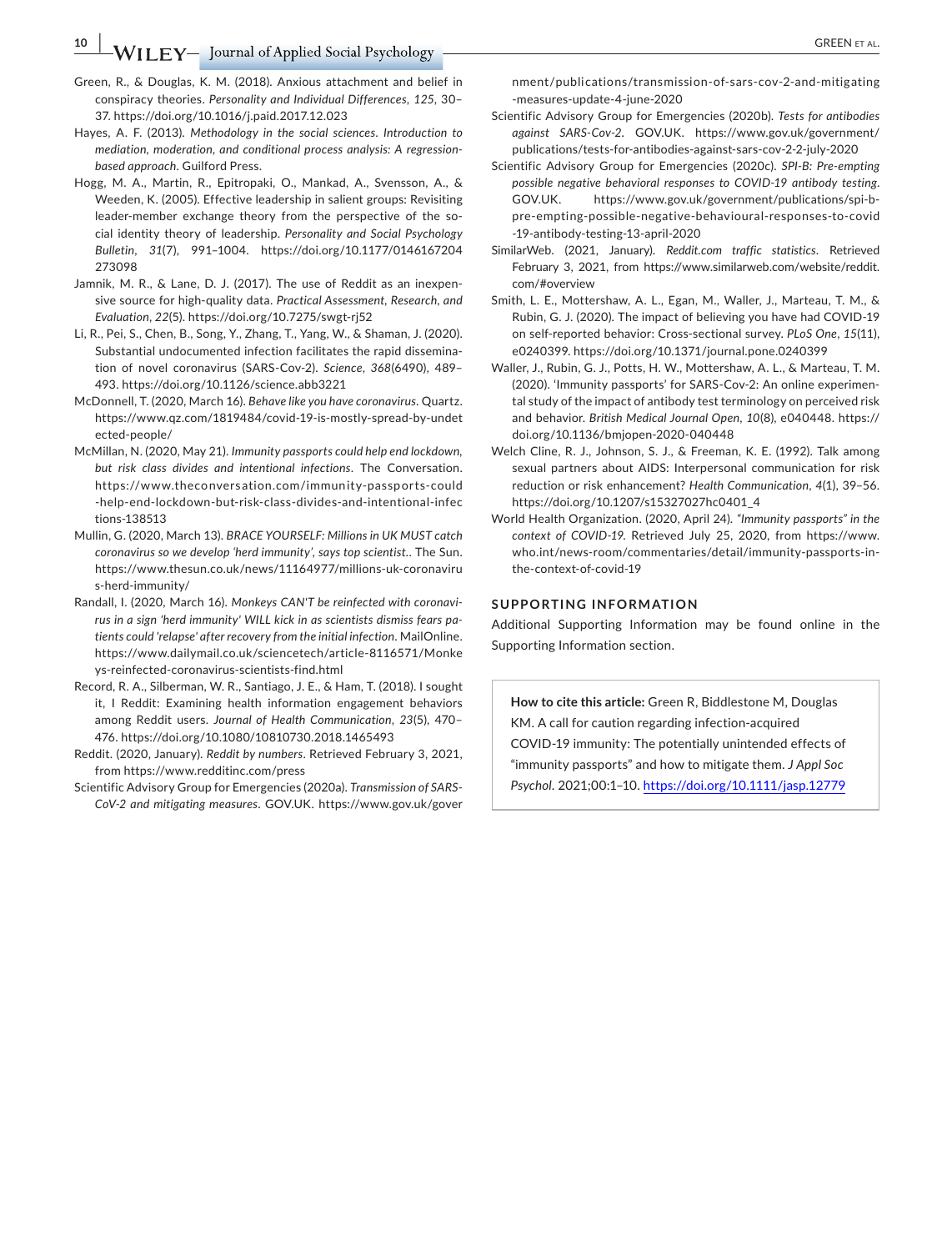Green, R., & Douglas, K. M. (2018). Anxious attachment and belief in conspiracy theories. *Personality and Individual Differences*, *125*, 30–37. https://doi.org/10.1016/j.paid.2017.12.023

Hayes, A. F. (2013). *Methodology in the social sciences. Introduction to mediation, moderation, and conditional process analysis: A regression-based approach*. Guilford Press.

Hogg, M. A., Martin, R., Epitropaki, O., Mankad, A., Svensson, A., & Weeden, K. (2005). Effective leadership in salient groups: Revisiting leader-member exchange theory from the perspective of the social identity theory of leadership. *Personality and Social Psychology Bulletin*, *31*(7), 991–1004. https://doi.org/10.1177/0146167204273098

Jamnik, M. R., & Lane, D. J. (2017). The use of Reddit as an inexpensive source for high-quality data. *Practical Assessment, Research, and Evaluation*, *22*(5). https://doi.org/10.7275/swgt-rj52

Li, R., Pei, S., Chen, B., Song, Y., Zhang, T., Yang, W., & Shaman, J. (2020). Substantial undocumented infection facilitates the rapid dissemination of novel coronavirus (SARS-Cov-2). *Science*, *368*(6490), 489–493. https://doi.org/10.1126/science.abb3221

McDonnell, T. (2020, March 16). *Behave like you have coronavirus*. Quartz. https://www.qz.com/1819484/covid-19-is-mostly-spread-by-undetected-people/

McMillan, N. (2020, May 21). *Immunity passports could help end lockdown, but risk class divides and intentional infections*. The Conversation. https://www.theconversation.com/immunity-passports-could-help-end-lockdown-but-risk-class-divides-and-intentional-infections-138513

Mullin, G. (2020, March 13). *BRACE YOURSELF: Millions in UK MUST catch coronavirus so we develop 'herd immunity', says top scientist.*. The Sun. https://www.thesun.co.uk/news/11164977/millions-uk-coronavirus-herd-immunity/

Randall, I. (2020, March 16). *Monkeys CAN'T be reinfected with coronavirus in a sign 'herd immunity' WILL kick in as scientists dismiss fears patients could 'relapse' after recovery from the initial infection*. MailOnline. https://www.dailymail.co.uk/sciencetech/article-8116571/Monkeys-reinfected-coronavirus-scientists-find.html

Record, R. A., Silberman, W. R., Santiago, J. E., & Ham, T. (2018). I sought it, I Reddit: Examining health information engagement behaviors among Reddit users. *Journal of Health Communication*, *23*(5), 470–476. https://doi.org/10.1080/10810730.2018.1465493

Reddit. (2020, January). *Reddit by numbers*. Retrieved February 3, 2021, from https://www.redditinc.com/press

Scientific Advisory Group for Emergencies (2020a). *Transmission of SARS-CoV-2 and mitigating measures*. GOV.UK. https://www.gov.uk/government/publications/transmission-of-sars-cov-2-and-mitigating-measures-update-4-june-2020

Scientific Advisory Group for Emergencies (2020b). *Tests for antibodies against SARS-Cov-2*. GOV.UK. https://www.gov.uk/government/publications/tests-for-antibodies-against-sars-cov-2-2-july-2020

Scientific Advisory Group for Emergencies (2020c). *SPI-B: Pre-empting possible negative behavioral responses to COVID-19 antibody testing*. GOV.UK. https://www.gov.uk/government/publications/spi-b-pre-empting-possible-negative-behavioural-responses-to-covid-19-antibody-testing-13-april-2020

SimilarWeb. (2021, January). *Reddit.com traffic statistics*. Retrieved February 3, 2021, from https://www.similarweb.com/website/reddit.com/#overview

Smith, L. E., Mottershaw, A. L., Egan, M., Waller, J., Marteau, T. M., & Rubin, G. J. (2020). The impact of believing you have had COVID-19 on self-reported behavior: Cross-sectional survey. *PLoS One*, *15*(11), e0240399. https://doi.org/10.1371/journal.pone.0240399

Waller, J., Rubin, G. J., Potts, H. W., Mottershaw, A. L., & Marteau, T. M. (2020). 'Immunity passports' for SARS-Cov-2: An online experimental study of the impact of antibody test terminology on perceived risk and behavior. *British Medical Journal Open*, *10*(8), e040448. https://doi.org/10.1136/bmjopen-2020-040448

Welch Cline, R. J., Johnson, S. J., & Freeman, K. E. (1992). Talk among sexual partners about AIDS: Interpersonal communication for risk reduction or risk enhancement? *Health Communication*, *4*(1), 39–56. https://doi.org/10.1207/s15327027hc0401_4

World Health Organization. (2020, April 24). *"Immunity passports" in the context of COVID-19*. Retrieved July 25, 2020, from https://www.who.int/news-room/commentaries/detail/immunity-passports-in-the-context-of-covid-19

## SUPPORTING INFORMATION

Additional Supporting Information may be found online in the Supporting Information section.

**How to cite this article:** Green R, Biddlestone M, Douglas KM. A call for caution regarding infection-acquired COVID-19 immunity: The potentially unintended effects of "immunity passports" and how to mitigate them. *J Appl Soc Psychol*. 2021;00:1–10. https://doi.org/10.1111/jasp.12779